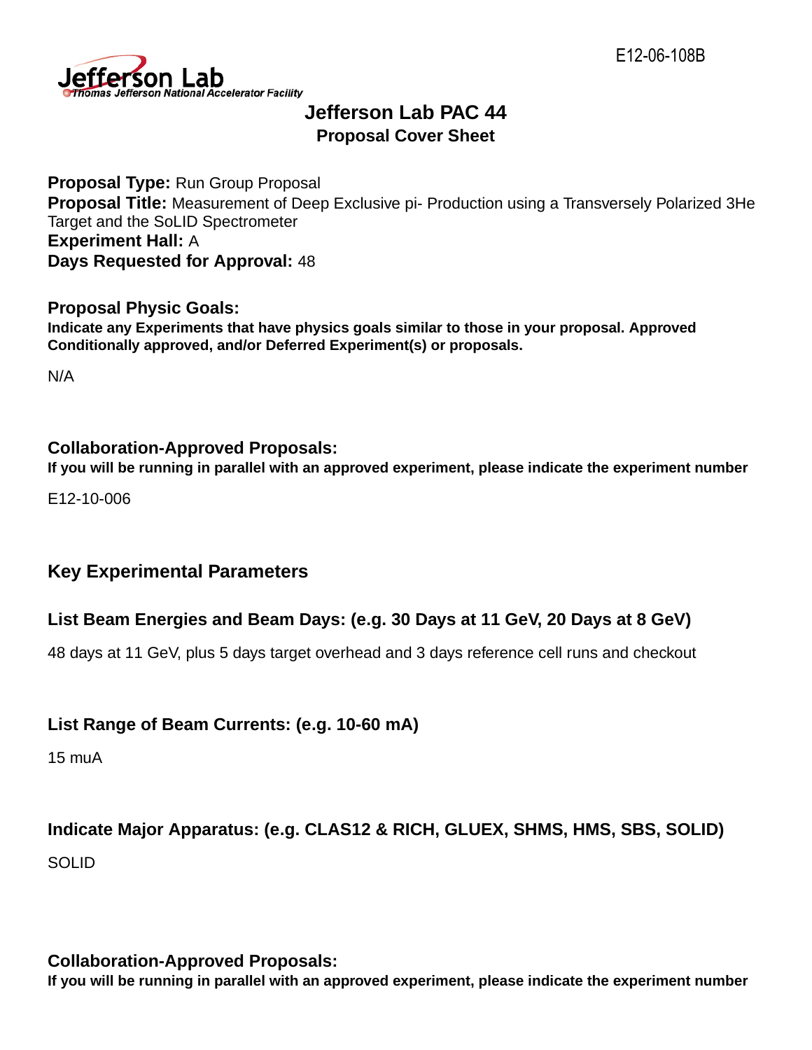E12-06-108B

# Jefferson Lab PAC 44

## Proposal Cover Sheet

**Proposal Type:** Run Group Proposal
**Proposal Title:** Measurement of Deep Exclusive pi- Production using a Transversely Polarized 3He Target and the SoLID Spectrometer
**Experiment Hall:** A
**Days Requested for Approval:** 48

### Proposal Physic Goals:

**Indicate any Experiments that have physics goals similar to those in your proposal. Approved Conditionally approved, and/or Deferred Experiment(s) or proposals.**

N/A

### Collaboration-Approved Proposals:

**If you will be running in parallel with an approved experiment, please indicate the experiment number**

E12-10-006

## Key Experimental Parameters

### List Beam Energies and Beam Days: (e.g. 30 Days at 11 GeV, 20 Days at 8 GeV)

48 days at 11 GeV, plus 5 days target overhead and 3 days reference cell runs and checkout

### List Range of Beam Currents: (e.g. 10-60 mA)

15 muA

### Indicate Major Apparatus: (e.g. CLAS12 & RICH, GLUEX, SHMS, HMS, SBS, SOLID)

SOLID

### Collaboration-Approved Proposals:

**If you will be running in parallel with an approved experiment, please indicate the experiment number**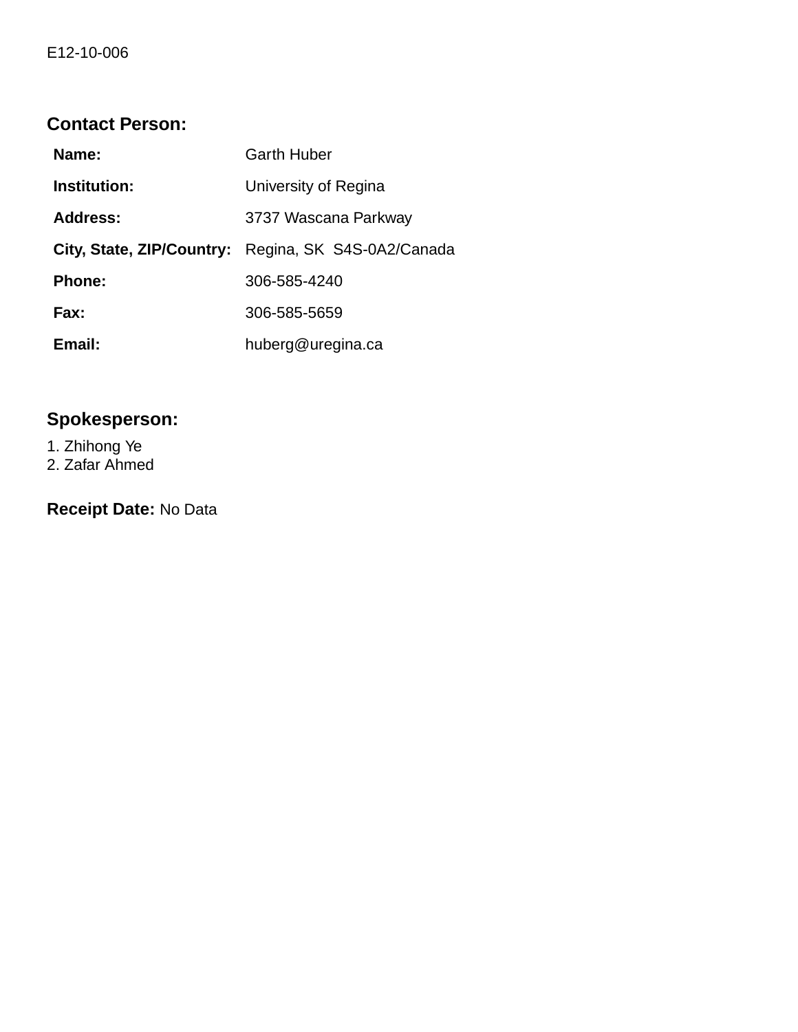E12-10-006

## Contact Person:

| | |
|---|---|
| **Name:** | Garth Huber |
| **Institution:** | University of Regina |
| **Address:** | 3737 Wascana Parkway |
| **City, State, ZIP/Country:** | Regina, SK  S4S-0A2/Canada |
| **Phone:** | 306-585-4240 |
| **Fax:** | 306-585-5659 |
| **Email:** | huberg@uregina.ca |

## Spokesperson:

1. Zhihong Ye
2. Zafar Ahmed

**Receipt Date:** No Data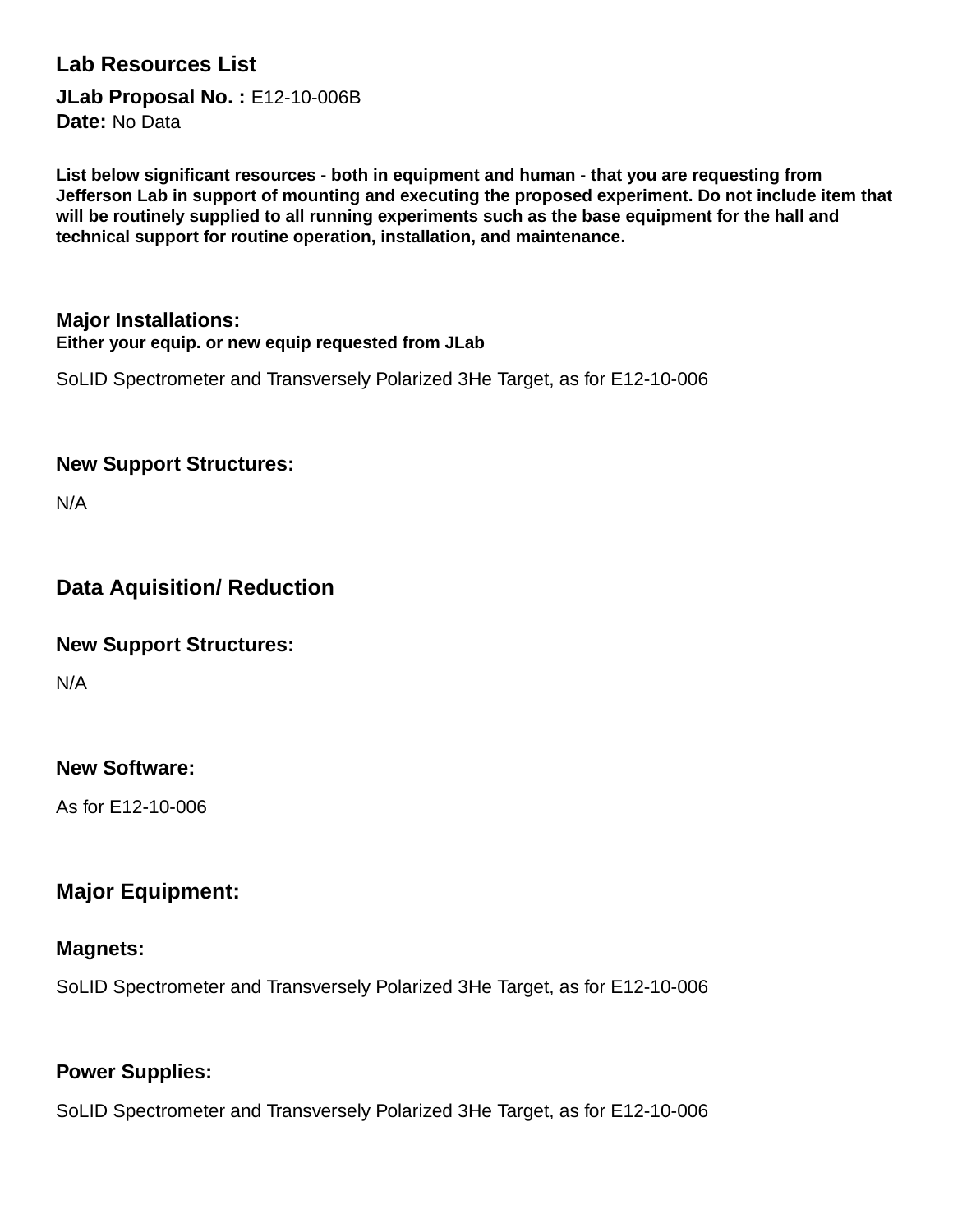# Lab Resources List

**JLab Proposal No. :** E12-10-006B
**Date:** No Data

**List below significant resources - both in equipment and human - that you are requesting from Jefferson Lab in support of mounting and executing the proposed experiment. Do not include item that will be routinely supplied to all running experiments such as the base equipment for the hall and technical support for routine operation, installation, and maintenance.**

## Major Installations:

**Either your equip. or new equip requested from JLab**

SoLID Spectrometer and Transversely Polarized 3He Target, as for E12-10-006

### New Support Structures:

N/A

## Data Aquisition/ Reduction

### New Support Structures:

N/A

### New Software:

As for E12-10-006

## Major Equipment:

### Magnets:

SoLID Spectrometer and Transversely Polarized 3He Target, as for E12-10-006

### Power Supplies:

SoLID Spectrometer and Transversely Polarized 3He Target, as for E12-10-006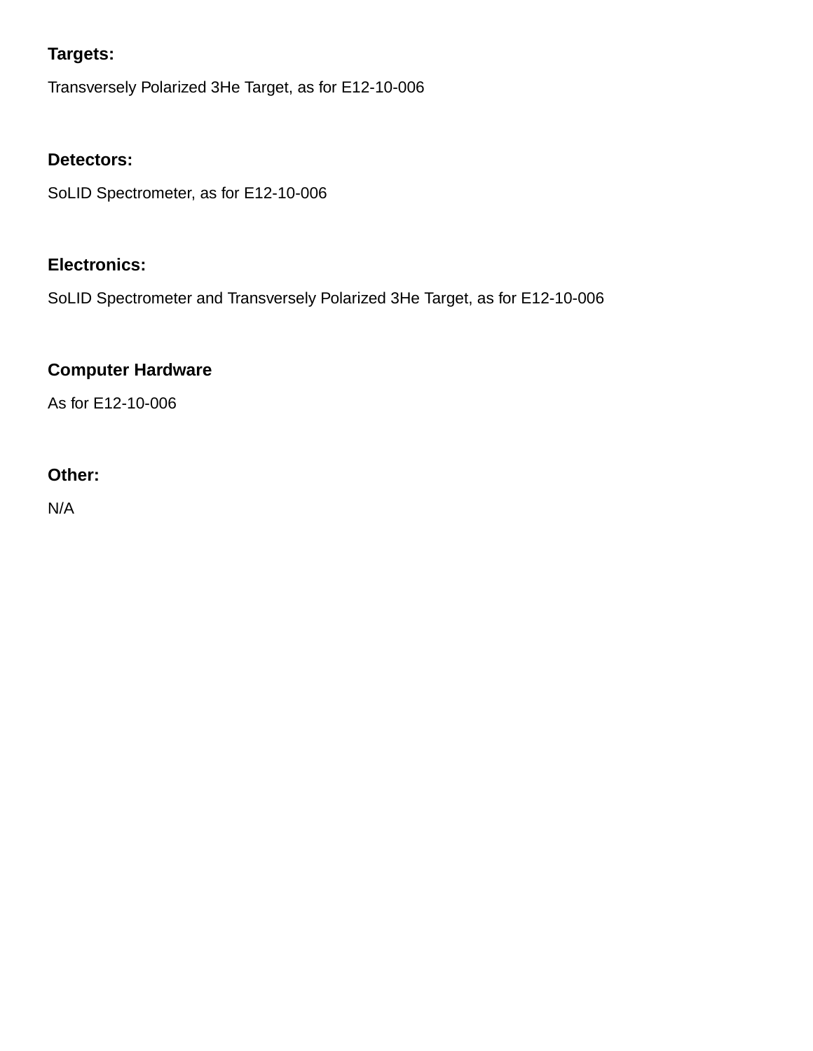**Targets:**

Transversely Polarized 3He Target, as for E12-10-006

**Detectors:**

SoLID Spectrometer, as for E12-10-006

**Electronics:**

SoLID Spectrometer and Transversely Polarized 3He Target, as for E12-10-006

**Computer Hardware**

As for E12-10-006

**Other:**

N/A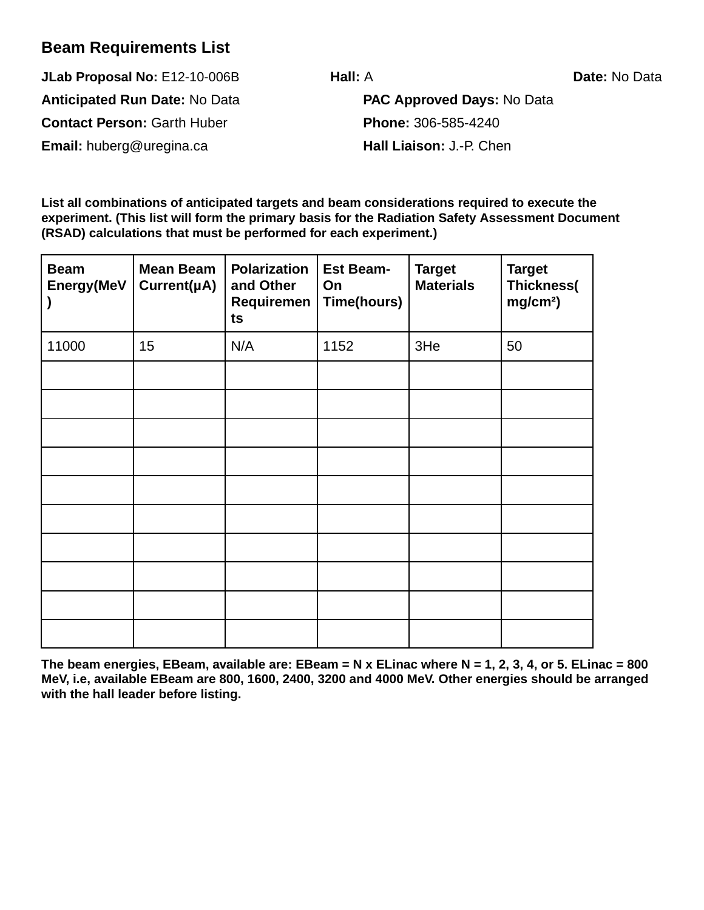## Beam Requirements List

**JLab Proposal No:** E12-10-006B **Hall:** A **Date:** No Data

**Anticipated Run Date:** No Data **PAC Approved Days:** No Data

**Contact Person:** Garth Huber **Phone:** 306-585-4240

**Email:** huberg@uregina.ca **Hall Liaison:** J.-P. Chen

**List all combinations of anticipated targets and beam considerations required to execute the experiment. (This list will form the primary basis for the Radiation Safety Assessment Document (RSAD) calculations that must be performed for each experiment.)**

| Beam Energy(MeV) | Mean Beam Current(μA) | Polarization and Other Requirements | Est Beam-On Time(hours) | Target Materials | Target Thickness(mg/cm²) |
|---|---|---|---|---|---|
| 11000 | 15 | N/A | 1152 | 3He | 50 |
| | | | | | |
| | | | | | |
| | | | | | |
| | | | | | |
| | | | | | |
| | | | | | |
| | | | | | |
| | | | | | |
| | | | | | |
| | | | | | |

**The beam energies, EBeam, available are: EBeam = N x ELinac where N = 1, 2, 3, 4, or 5. ELinac = 800 MeV, i.e, available EBeam are 800, 1600, 2400, 3200 and 4000 MeV. Other energies should be arranged with the hall leader before listing.**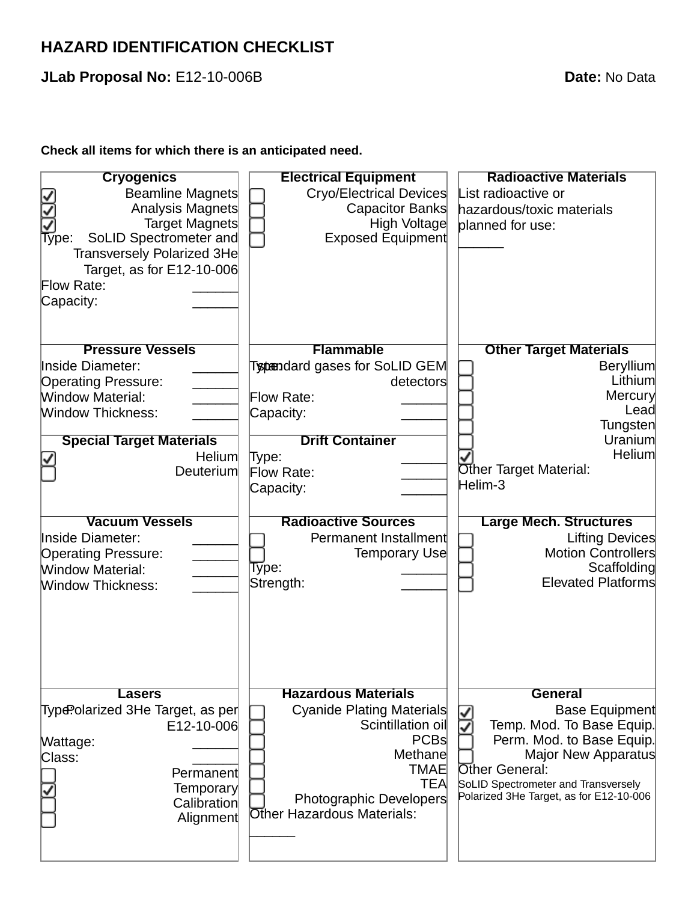# HAZARD IDENTIFICATION CHECKLIST

**JLab Proposal No:** E12-10-006B **Date:** No Data

**Check all items for which there is an anticipated need.**

### Cryogenics

- [x] Beamline Magnets
- [x] Analysis Magnets
- [x] Target Magnets

Type: SoLID Spectrometer and Transversely Polarized 3He Target, as for E12-10-006
Flow Rate: ______
Capacity: ______

### Electrical Equipment

- [ ] Cryo/Electrical Devices
- [ ] Capacitor Banks
- [ ] High Voltage
- [ ] Exposed Equipment

### Radioactive Materials

List radioactive or hazardous/toxic materials planned for use:
______

### Pressure Vessels

Inside Diameter: ______
Operating Pressure: ______
Window Material: ______
Window Thickness: ______

### Flammable

Type: standard gases for SoLID GEM detectors
Flow Rate: ______
Capacity: ______

### Other Target Materials

- [ ] Beryllium
- [ ] Lithium
- [ ] Mercury
- [ ] Lead
- [ ] Tungsten
- [ ] Uranium
- [x] Helium

Other Target Material:
Helim-3

### Special Target Materials

- [x] Helium
- [ ] Deuterium

### Drift Container

Type: ______
Flow Rate: ______
Capacity: ______

### Vacuum Vessels

Inside Diameter: ______
Operating Pressure: ______
Window Material: ______
Window Thickness: ______

### Radioactive Sources

- [ ] Permanent Installment
- [ ] Temporary Use

Type: ______
Strength: ______

### Large Mech. Structures

- [ ] Lifting Devices
- [ ] Motion Controllers
- [ ] Scaffolding
- [ ] Elevated Platforms

### Lasers

Type: Polarized 3He Target, as per E12-10-006
Wattage: ______
Class: ______

- [ ] Permanent
- [x] Temporary
- [ ] Calibration
- [ ] Alignment

### Hazardous Materials

- [ ] Cyanide Plating Materials
- [ ] Scintillation oil
- [ ] PCBs
- [ ] Methane
- [ ] TMAE
- [ ] TEA
- [ ] Photographic Developers

Other Hazardous Materials:
______

### General

- [x] Base Equipment
- [x] Temp. Mod. To Base Equip.
- [ ] Perm. Mod. to Base Equip.
- [ ] Major New Apparatus

Other General:
SoLID Spectrometer and Transversely Polarized 3He Target, as for E12-10-006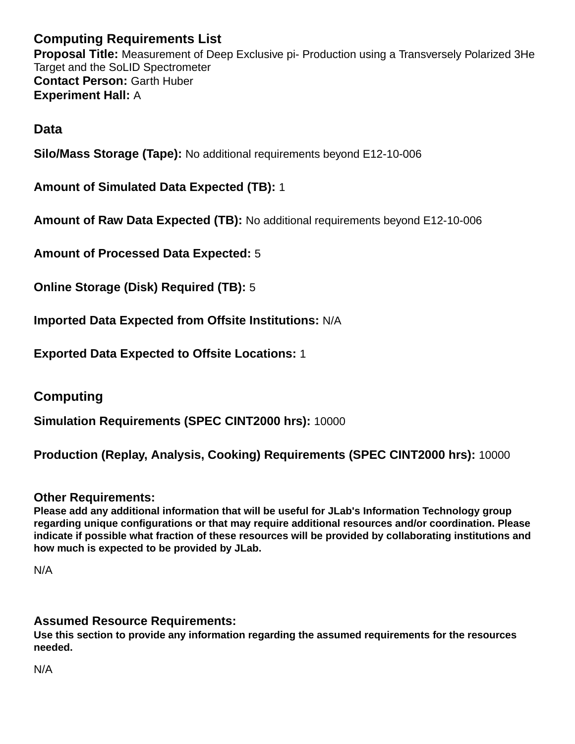# Computing Requirements List

**Proposal Title:** Measurement of Deep Exclusive pi- Production using a Transversely Polarized 3He Target and the SoLID Spectrometer
**Contact Person:** Garth Huber
**Experiment Hall:** A

## Data

**Silo/Mass Storage (Tape):** No additional requirements beyond E12-10-006

**Amount of Simulated Data Expected (TB):** 1

**Amount of Raw Data Expected (TB):** No additional requirements beyond E12-10-006

**Amount of Processed Data Expected:** 5

**Online Storage (Disk) Required (TB):** 5

**Imported Data Expected from Offsite Institutions:** N/A

**Exported Data Expected to Offsite Locations:** 1

## Computing

**Simulation Requirements (SPEC CINT2000 hrs):** 10000

**Production (Replay, Analysis, Cooking) Requirements (SPEC CINT2000 hrs):** 10000

**Other Requirements:**
**Please add any additional information that will be useful for JLab's Information Technology group regarding unique configurations or that may require additional resources and/or coordination. Please indicate if possible what fraction of these resources will be provided by collaborating institutions and how much is expected to be provided by JLab.**

N/A

**Assumed Resource Requirements:**
**Use this section to provide any information regarding the assumed requirements for the resources needed.**

N/A